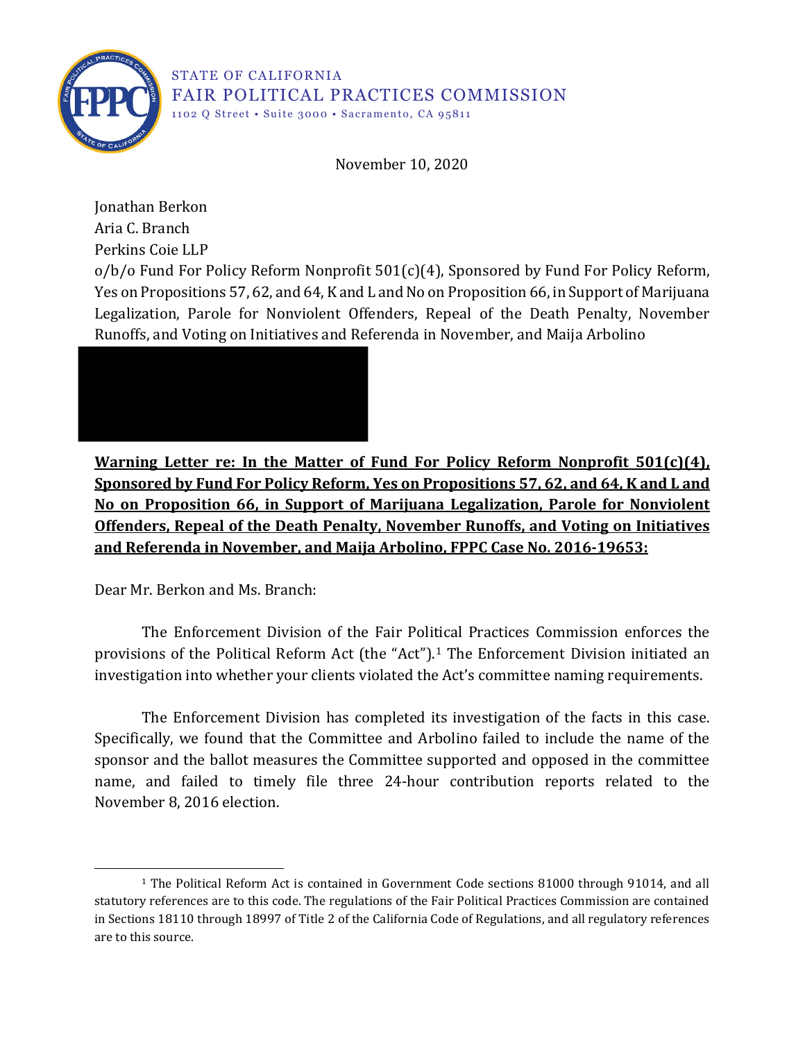STATE OF CALIFORNIA
FAIR POLITICAL PRACTICES COMMISSION
1102 Q Street • Suite 3000 • Sacramento, CA 95811

November 10, 2020

Jonathan Berkon
Aria C. Branch
Perkins Coie LLP
o/b/o Fund For Policy Reform Nonprofit 501(c)(4), Sponsored by Fund For Policy Reform, Yes on Propositions 57, 62, and 64, K and L and No on Proposition 66, in Support of Marijuana Legalization, Parole for Nonviolent Offenders, Repeal of the Death Penalty, November Runoffs, and Voting on Initiatives and Referenda in November, and Maija Arbolino

**Warning Letter re: In the Matter of Fund For Policy Reform Nonprofit 501(c)(4), Sponsored by Fund For Policy Reform, Yes on Propositions 57, 62, and 64, K and L and No on Proposition 66, in Support of Marijuana Legalization, Parole for Nonviolent Offenders, Repeal of the Death Penalty, November Runoffs, and Voting on Initiatives and Referenda in November, and Maija Arbolino, FPPC Case No. 2016-19653:**

Dear Mr. Berkon and Ms. Branch:

The Enforcement Division of the Fair Political Practices Commission enforces the provisions of the Political Reform Act (the "Act").[1] The Enforcement Division initiated an investigation into whether your clients violated the Act's committee naming requirements.

The Enforcement Division has completed its investigation of the facts in this case. Specifically, we found that the Committee and Arbolino failed to include the name of the sponsor and the ballot measures the Committee supported and opposed in the committee name, and failed to timely file three 24-hour contribution reports related to the November 8, 2016 election.

[1] The Political Reform Act is contained in Government Code sections 81000 through 91014, and all statutory references are to this code. The regulations of the Fair Political Practices Commission are contained in Sections 18110 through 18997 of Title 2 of the California Code of Regulations, and all regulatory references are to this source.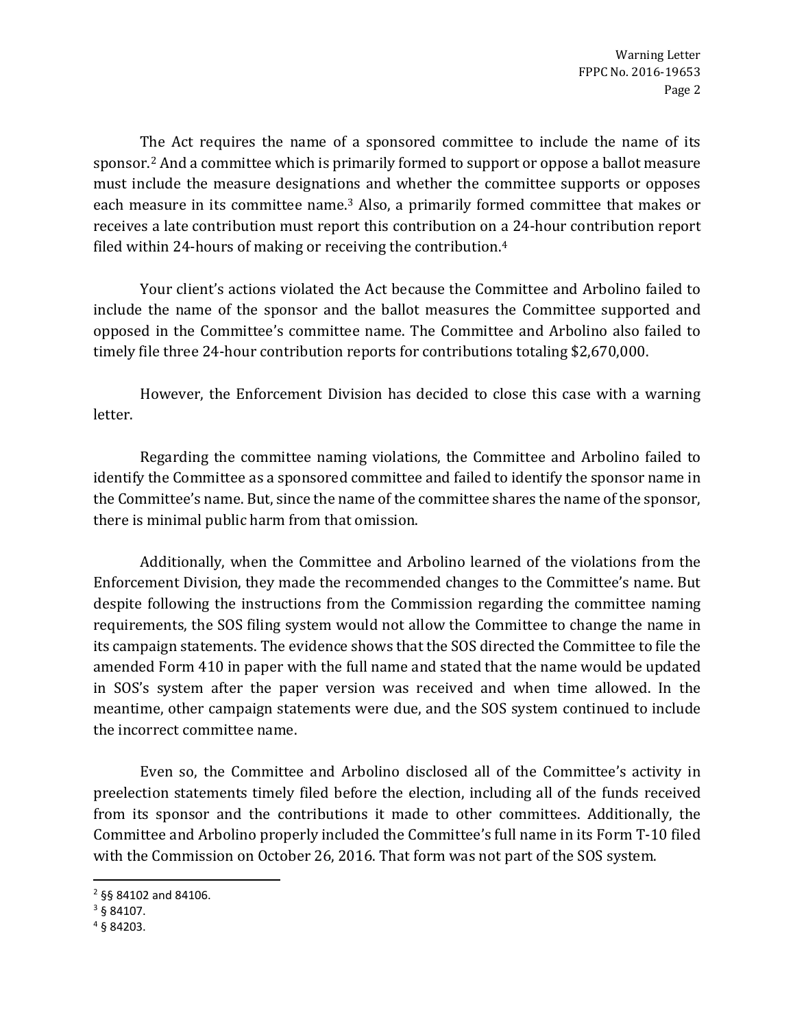The Act requires the name of a sponsored committee to include the name of its sponsor.[2] And a committee which is primarily formed to support or oppose a ballot measure must include the measure designations and whether the committee supports or opposes each measure in its committee name.[3] Also, a primarily formed committee that makes or receives a late contribution must report this contribution on a 24-hour contribution report filed within 24-hours of making or receiving the contribution.[4]

Your client's actions violated the Act because the Committee and Arbolino failed to include the name of the sponsor and the ballot measures the Committee supported and opposed in the Committee's committee name. The Committee and Arbolino also failed to timely file three 24-hour contribution reports for contributions totaling $2,670,000.

However, the Enforcement Division has decided to close this case with a warning letter.

Regarding the committee naming violations, the Committee and Arbolino failed to identify the Committee as a sponsored committee and failed to identify the sponsor name in the Committee's name. But, since the name of the committee shares the name of the sponsor, there is minimal public harm from that omission.

Additionally, when the Committee and Arbolino learned of the violations from the Enforcement Division, they made the recommended changes to the Committee's name. But despite following the instructions from the Commission regarding the committee naming requirements, the SOS filing system would not allow the Committee to change the name in its campaign statements. The evidence shows that the SOS directed the Committee to file the amended Form 410 in paper with the full name and stated that the name would be updated in SOS's system after the paper version was received and when time allowed. In the meantime, other campaign statements were due, and the SOS system continued to include the incorrect committee name.

Even so, the Committee and Arbolino disclosed all of the Committee's activity in preelection statements timely filed before the election, including all of the funds received from its sponsor and the contributions it made to other committees. Additionally, the Committee and Arbolino properly included the Committee's full name in its Form T-10 filed with the Commission on October 26, 2016. That form was not part of the SOS system.

---

[2] §§ 84102 and 84106.

[3] § 84107.

[4] § 84203.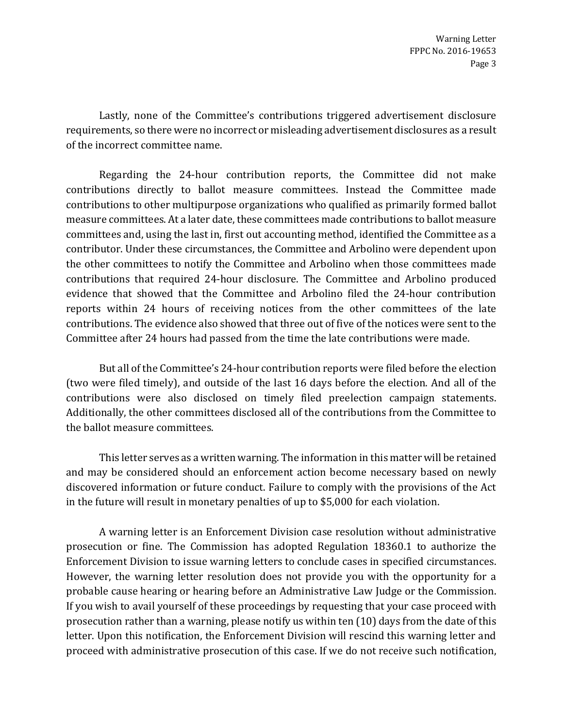Lastly, none of the Committee's contributions triggered advertisement disclosure requirements, so there were no incorrect or misleading advertisement disclosures as a result of the incorrect committee name.

Regarding the 24-hour contribution reports, the Committee did not make contributions directly to ballot measure committees. Instead the Committee made contributions to other multipurpose organizations who qualified as primarily formed ballot measure committees. At a later date, these committees made contributions to ballot measure committees and, using the last in, first out accounting method, identified the Committee as a contributor. Under these circumstances, the Committee and Arbolino were dependent upon the other committees to notify the Committee and Arbolino when those committees made contributions that required 24-hour disclosure. The Committee and Arbolino produced evidence that showed that the Committee and Arbolino filed the 24-hour contribution reports within 24 hours of receiving notices from the other committees of the late contributions. The evidence also showed that three out of five of the notices were sent to the Committee after 24 hours had passed from the time the late contributions were made.

But all of the Committee's 24-hour contribution reports were filed before the election (two were filed timely), and outside of the last 16 days before the election. And all of the contributions were also disclosed on timely filed preelection campaign statements. Additionally, the other committees disclosed all of the contributions from the Committee to the ballot measure committees.

This letter serves as a written warning. The information in this matter will be retained and may be considered should an enforcement action become necessary based on newly discovered information or future conduct. Failure to comply with the provisions of the Act in the future will result in monetary penalties of up to $5,000 for each violation.

A warning letter is an Enforcement Division case resolution without administrative prosecution or fine. The Commission has adopted Regulation 18360.1 to authorize the Enforcement Division to issue warning letters to conclude cases in specified circumstances. However, the warning letter resolution does not provide you with the opportunity for a probable cause hearing or hearing before an Administrative Law Judge or the Commission. If you wish to avail yourself of these proceedings by requesting that your case proceed with prosecution rather than a warning, please notify us within ten (10) days from the date of this letter. Upon this notification, the Enforcement Division will rescind this warning letter and proceed with administrative prosecution of this case. If we do not receive such notification,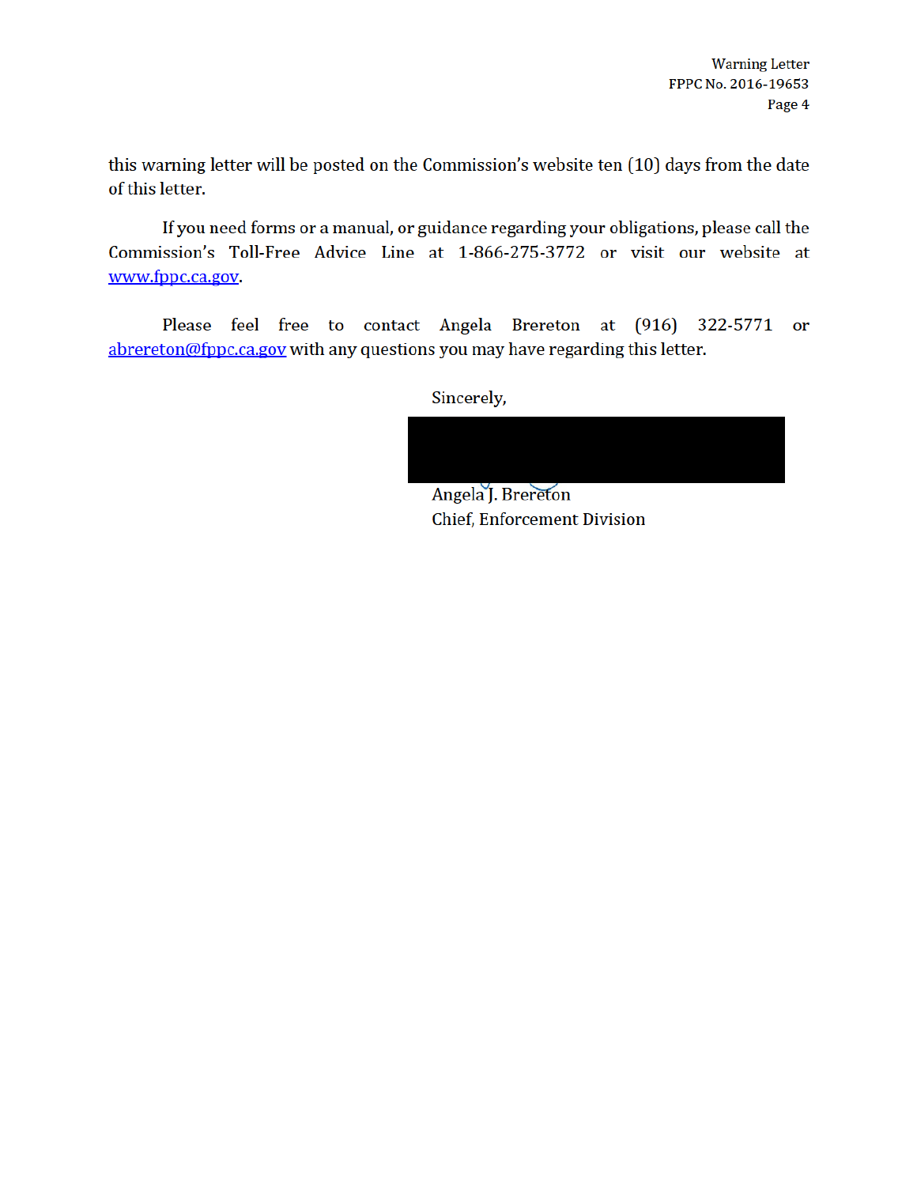this warning letter will be posted on the Commission's website ten (10) days from the date of this letter.

If you need forms or a manual, or guidance regarding your obligations, please call the Commission's Toll-Free Advice Line at 1-866-275-3772 or visit our website at www.fppc.ca.gov.

Please feel free to contact Angela Brereton at (916) 322-5771 or abrereton@fppc.ca.gov with any questions you may have regarding this letter.

Sincerely,

Angela J. Brereton
Chief, Enforcement Division